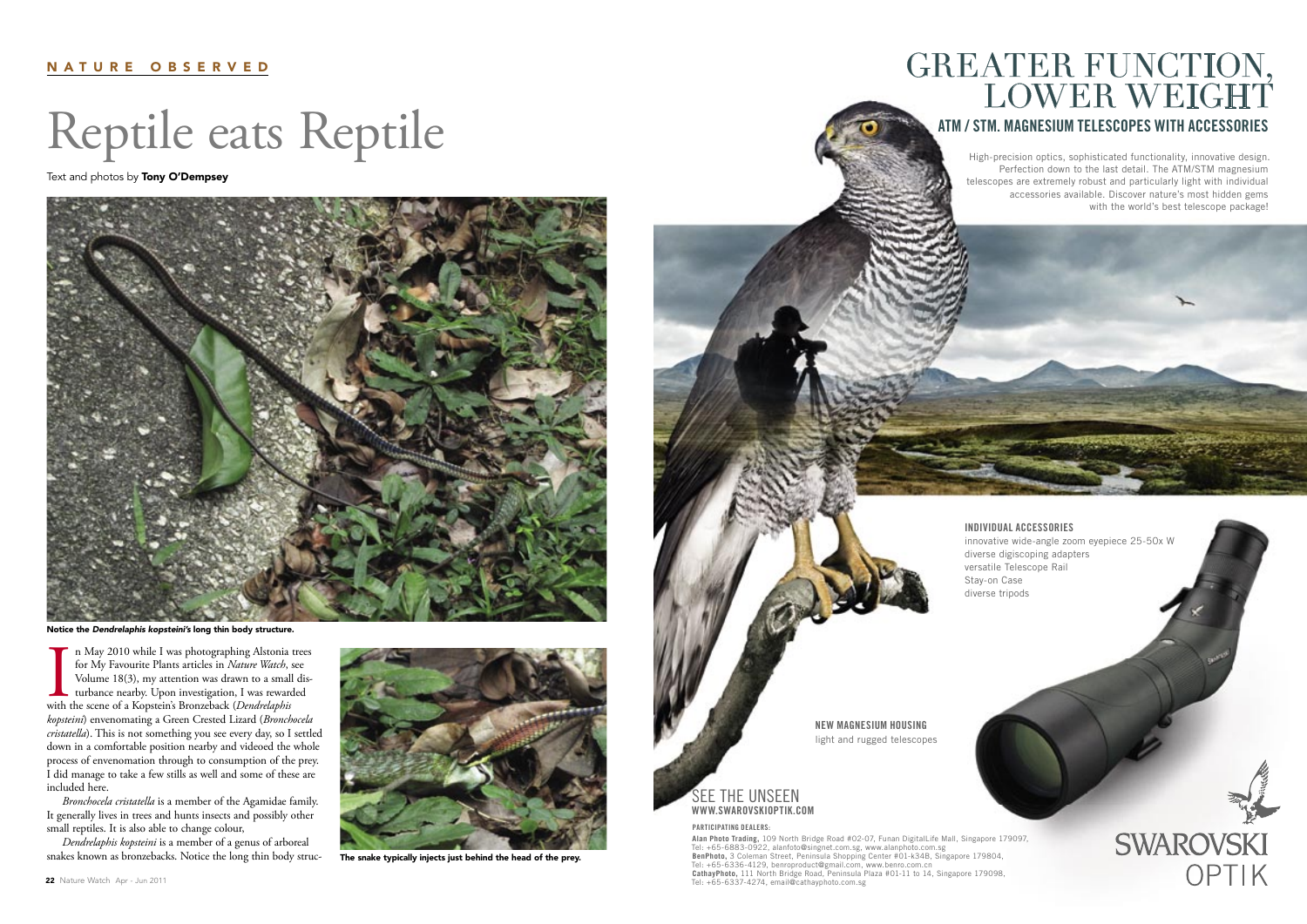NATURE OBSERVED

# Reptile eats Reptile

Text and photos by **Tony O'Dempsey**

**Notice the *Dendrelaphis kopsteini's* long thin body structure.**

In May 2010 while I was photographing Alstonia trees for My Favourite Plants articles in *Nature Watch*, see Volume 18(3), my attention was drawn to a small disturbance nearby. Upon investigation, I was rewarded with the scene of a Kopstein's Bronzeback (*Dendrelaphis kopsteini*) envenomating a Green Crested Lizard (*Bronchocela cristatella*). This is not something you see every day, so I settled down in a comfortable position nearby and videoed the whole process of envenomation through to consumption of the prey. I did manage to take a few stills as well and some of these are included here.

*Bronchocela cristatella* is a member of the Agamidae family. It generally lives in trees and hunts insects and possibly other small reptiles. It is also able to change colour,

*Dendrelaphis kopsteini* is a member of a genus of arboreal snakes known as bronzebacks. Notice the long thin body struc-

**The snake typically injects just behind the head of the prey.**

# GREATER FUNCTION, LOWER WEIGHT

## ATM / STM. MAGNESIUM TELESCOPES WITH ACCESSORIES

High-precision optics, sophisticated functionality, innovative design. Perfection down to the last detail. The ATM/STM magnesium telescopes are extremely robust and particularly light with individual accessories available. Discover nature's most hidden gems with the world's best telescope package!

**INDIVIDUAL ACCESSORIES**

innovative wide-angle zoom eyepiece 25-50x W
diverse digiscoping adapters
versatile Telescope Rail
Stay-on Case
diverse tripods

**NEW MAGNESIUM HOUSING**

light and rugged telescopes

SEE THE UNSEEN
**WWW.SWAROVSKIOPTIK.COM**

**PARTICIPATING DEALERS:**

**Alan Photo Trading,** 109 North Bridge Road #02-07, Funan DigitalLife Mall, Singapore 179097, Tel: +65-6883-0922, alanfoto@singnet.com.sg, www.alanphoto.com.sg
**BenPhoto,** 3 Coleman Street, Peninsula Shopping Center #01-k34B, Singapore 179804, Tel: +65-6336-4129, benroproduct@gmail.com, www.benro.com.cn
**CathayPhoto,** 111 North Bridge Road, Peninsula Plaza #01-11 to 14, Singapore 179098, Tel: +65-6337-4274, email@cathayphoto.com.sg

SWAROVSKI OPTIK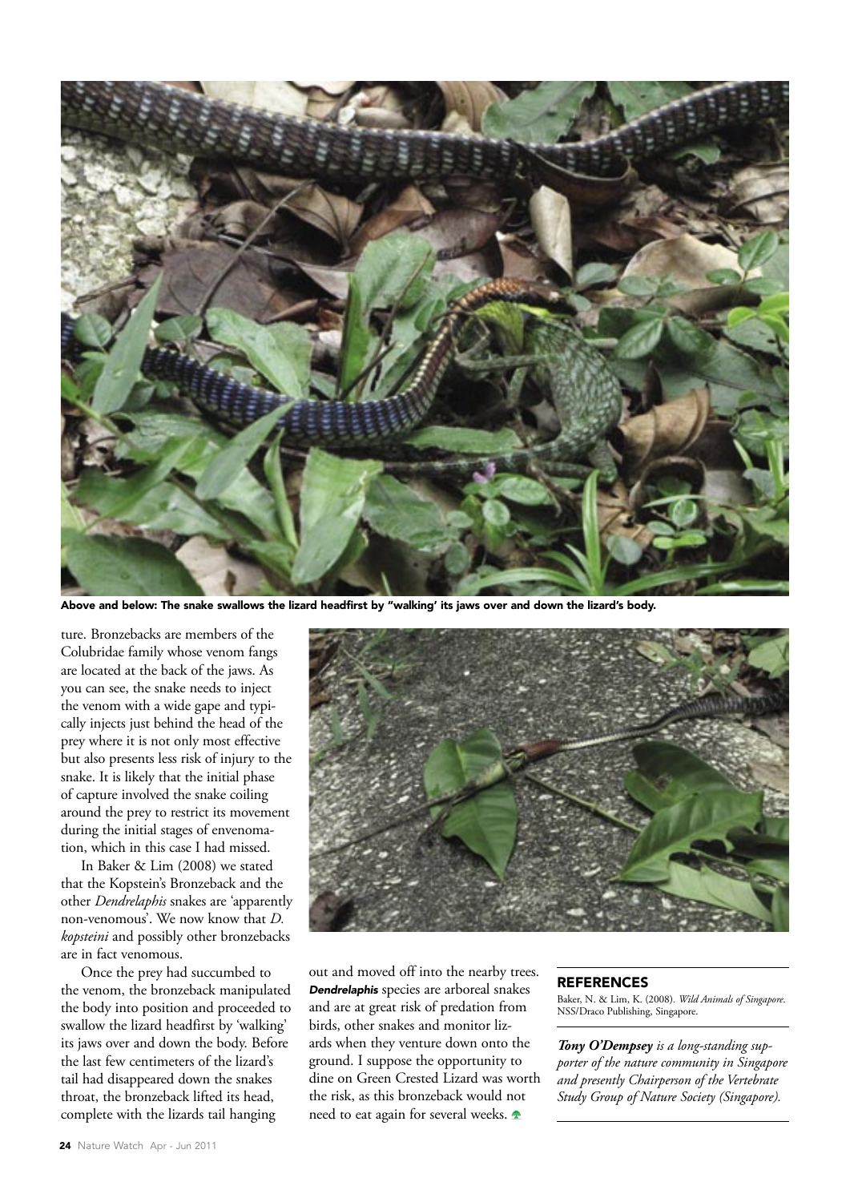**Above and below: The snake swallows the lizard headfirst by "walking' its jaws over and down the lizard's body.**

ture. Bronzebacks are members of the Colubridae family whose venom fangs are located at the back of the jaws. As you can see, the snake needs to inject the venom with a wide gape and typically injects just behind the head of the prey where it is not only most effective but also presents less risk of injury to the snake. It is likely that the initial phase of capture involved the snake coiling around the prey to restrict its movement during the initial stages of envenomation, which in this case I had missed.

In Baker & Lim (2008) we stated that the Kopstein's Bronzeback and the other *Dendrelaphis* snakes are 'apparently non-venomous'. We now know that *D. kopsteini* and possibly other bronzebacks are in fact venomous.

Once the prey had succumbed to the venom, the bronzeback manipulated the body into position and proceeded to swallow the lizard headfirst by 'walking' its jaws over and down the body. Before the last few centimeters of the lizard's tail had disappeared down the snakes throat, the bronzeback lifted its head, complete with the lizards tail hanging out and moved off into the nearby trees. ***Dendrelaphis*** species are arboreal snakes and are at great risk of predation from birds, other snakes and monitor lizards when they venture down onto the ground. I suppose the opportunity to dine on Green Crested Lizard was worth the risk, as this bronzeback would not need to eat again for several weeks.

## REFERENCES

Baker, N. & Lim, K. (2008). *Wild Animals of Singapore*. NSS/Draco Publishing, Singapore.

***Tony O'Dempsey*** *is a long-standing supporter of the nature community in Singapore and presently Chairperson of the Vertebrate Study Group of Nature Society (Singapore).*